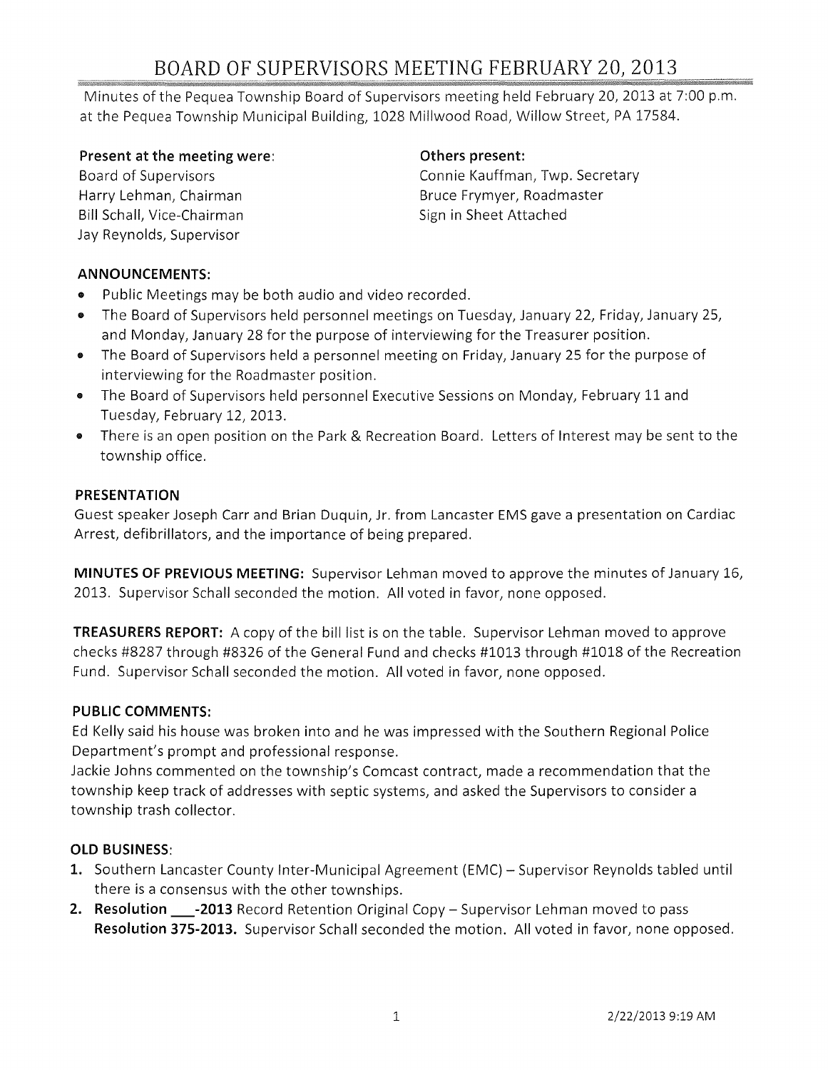# BOARD OF SUPERVISORS MEETING FEBRUARY 20, 2013

Minutes of the Pequea Township Board of Supervisors meeting held February 20, 2013 at 7:00 p.m. at the Pequea Township Municipal Building, 1028 Millwood Road, Willow Street, PA 17584.

**Present at the meeting were:**
Board of Supervisors
Harry Lehman, Chairman
Bill Schall, Vice-Chairman
Jay Reynolds, Supervisor

**Others present:**
Connie Kauffman, Twp. Secretary
Bruce Frymyer, Roadmaster
Sign in Sheet Attached

### ANNOUNCEMENTS:

- Public Meetings may be both audio and video recorded.
- The Board of Supervisors held personnel meetings on Tuesday, January 22, Friday, January 25, and Monday, January 28 for the purpose of interviewing for the Treasurer position.
- The Board of Supervisors held a personnel meeting on Friday, January 25 for the purpose of interviewing for the Roadmaster position.
- The Board of Supervisors held personnel Executive Sessions on Monday, February 11 and Tuesday, February 12, 2013.
- There is an open position on the Park & Recreation Board. Letters of Interest may be sent to the township office.

### PRESENTATION

Guest speaker Joseph Carr and Brian Duquin, Jr. from Lancaster EMS gave a presentation on Cardiac Arrest, defibrillators, and the importance of being prepared.

**MINUTES OF PREVIOUS MEETING:** Supervisor Lehman moved to approve the minutes of January 16, 2013. Supervisor Schall seconded the motion. All voted in favor, none opposed.

**TREASURERS REPORT:** A copy of the bill list is on the table. Supervisor Lehman moved to approve checks #8287 through #8326 of the General Fund and checks #1013 through #1018 of the Recreation Fund. Supervisor Schall seconded the motion. All voted in favor, none opposed.

### PUBLIC COMMENTS:

Ed Kelly said his house was broken into and he was impressed with the Southern Regional Police Department's prompt and professional response.
Jackie Johns commented on the township's Comcast contract, made a recommendation that the township keep track of addresses with septic systems, and asked the Supervisors to consider a township trash collector.

### OLD BUSINESS:

1. Southern Lancaster County Inter-Municipal Agreement (EMC) – Supervisor Reynolds tabled until there is a consensus with the other townships.
2. **Resolution \_\_\_-2013** Record Retention Original Copy – Supervisor Lehman moved to pass **Resolution 375-2013.** Supervisor Schall seconded the motion. All voted in favor, none opposed.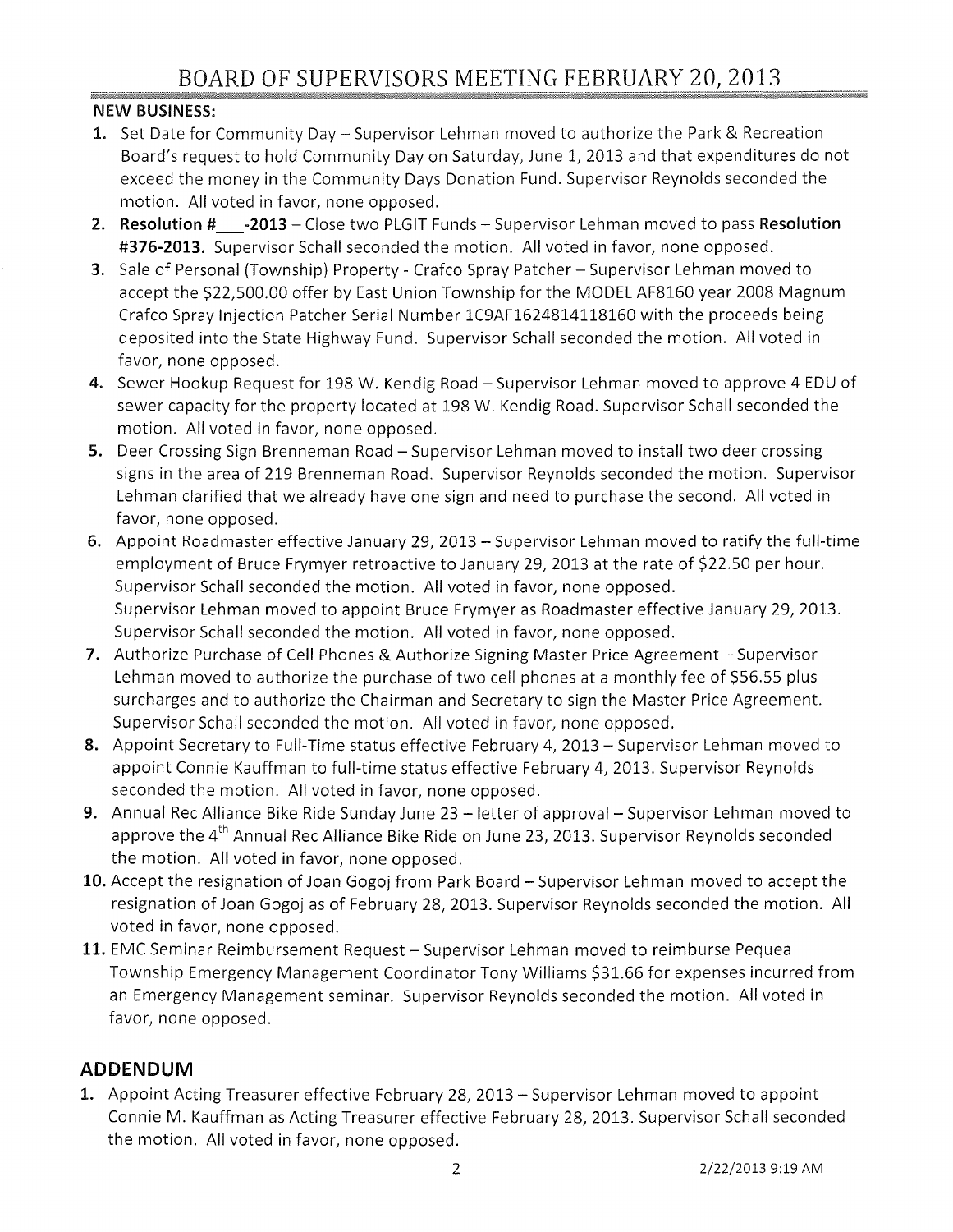# BOARD OF SUPERVISORS MEETING FEBRUARY 20, 2013

**NEW BUSINESS:**

1. Set Date for Community Day – Supervisor Lehman moved to authorize the Park & Recreation Board's request to hold Community Day on Saturday, June 1, 2013 and that expenditures do not exceed the money in the Community Days Donation Fund. Supervisor Reynolds seconded the motion. All voted in favor, none opposed.
2. **Resolution #___-2013** – Close two PLGIT Funds – Supervisor Lehman moved to pass **Resolution #376-2013.** Supervisor Schall seconded the motion. All voted in favor, none opposed.
3. Sale of Personal (Township) Property - Crafco Spray Patcher – Supervisor Lehman moved to accept the $22,500.00 offer by East Union Township for the MODEL AF8160 year 2008 Magnum Crafco Spray Injection Patcher Serial Number 1C9AF1624814118160 with the proceeds being deposited into the State Highway Fund. Supervisor Schall seconded the motion. All voted in favor, none opposed.
4. Sewer Hookup Request for 198 W. Kendig Road – Supervisor Lehman moved to approve 4 EDU of sewer capacity for the property located at 198 W. Kendig Road. Supervisor Schall seconded the motion. All voted in favor, none opposed.
5. Deer Crossing Sign Brenneman Road – Supervisor Lehman moved to install two deer crossing signs in the area of 219 Brenneman Road. Supervisor Reynolds seconded the motion. Supervisor Lehman clarified that we already have one sign and need to purchase the second. All voted in favor, none opposed.
6. Appoint Roadmaster effective January 29, 2013 – Supervisor Lehman moved to ratify the full-time employment of Bruce Frymyer retroactive to January 29, 2013 at the rate of $22.50 per hour. Supervisor Schall seconded the motion. All voted in favor, none opposed.
   Supervisor Lehman moved to appoint Bruce Frymyer as Roadmaster effective January 29, 2013. Supervisor Schall seconded the motion. All voted in favor, none opposed.
7. Authorize Purchase of Cell Phones & Authorize Signing Master Price Agreement – Supervisor Lehman moved to authorize the purchase of two cell phones at a monthly fee of $56.55 plus surcharges and to authorize the Chairman and Secretary to sign the Master Price Agreement. Supervisor Schall seconded the motion. All voted in favor, none opposed.
8. Appoint Secretary to Full-Time status effective February 4, 2013 – Supervisor Lehman moved to appoint Connie Kauffman to full-time status effective February 4, 2013. Supervisor Reynolds seconded the motion. All voted in favor, none opposed.
9. Annual Rec Alliance Bike Ride Sunday June 23 – letter of approval – Supervisor Lehman moved to approve the 4th Annual Rec Alliance Bike Ride on June 23, 2013. Supervisor Reynolds seconded the motion. All voted in favor, none opposed.
10. Accept the resignation of Joan Gogoj from Park Board – Supervisor Lehman moved to accept the resignation of Joan Gogoj as of February 28, 2013. Supervisor Reynolds seconded the motion. All voted in favor, none opposed.
11. EMC Seminar Reimbursement Request – Supervisor Lehman moved to reimburse Pequea Township Emergency Management Coordinator Tony Williams $31.66 for expenses incurred from an Emergency Management seminar. Supervisor Reynolds seconded the motion. All voted in favor, none opposed.

## ADDENDUM

1. Appoint Acting Treasurer effective February 28, 2013 – Supervisor Lehman moved to appoint Connie M. Kauffman as Acting Treasurer effective February 28, 2013. Supervisor Schall seconded the motion. All voted in favor, none opposed.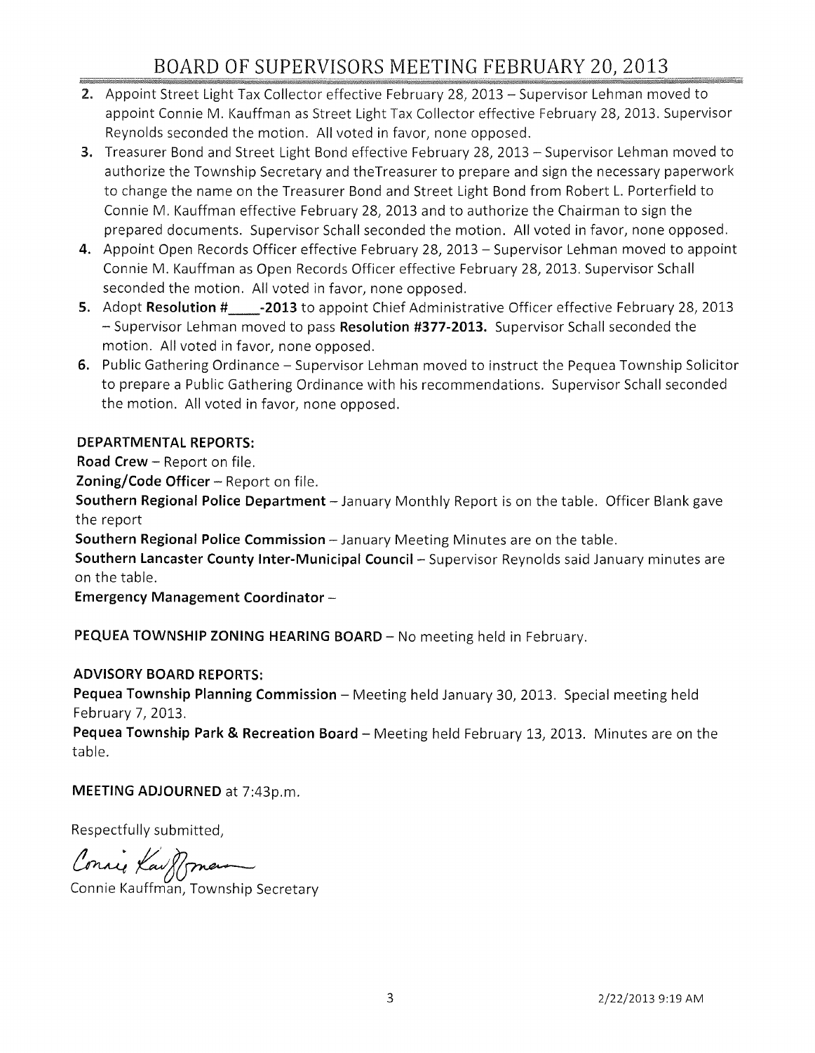2. Appoint Street Light Tax Collector effective February 28, 2013 – Supervisor Lehman moved to appoint Connie M. Kauffman as Street Light Tax Collector effective February 28, 2013. Supervisor Reynolds seconded the motion. All voted in favor, none opposed.
3. Treasurer Bond and Street Light Bond effective February 28, 2013 – Supervisor Lehman moved to authorize the Township Secretary and theTreasurer to prepare and sign the necessary paperwork to change the name on the Treasurer Bond and Street Light Bond from Robert L. Porterfield to Connie M. Kauffman effective February 28, 2013 and to authorize the Chairman to sign the prepared documents. Supervisor Schall seconded the motion. All voted in favor, none opposed.
4. Appoint Open Records Officer effective February 28, 2013 – Supervisor Lehman moved to appoint Connie M. Kauffman as Open Records Officer effective February 28, 2013. Supervisor Schall seconded the motion. All voted in favor, none opposed.
5. Adopt **Resolution #____-2013** to appoint Chief Administrative Officer effective February 28, 2013 – Supervisor Lehman moved to pass **Resolution #377-2013.** Supervisor Schall seconded the motion. All voted in favor, none opposed.
6. Public Gathering Ordinance – Supervisor Lehman moved to instruct the Pequea Township Solicitor to prepare a Public Gathering Ordinance with his recommendations. Supervisor Schall seconded the motion. All voted in favor, none opposed.

**DEPARTMENTAL REPORTS:**

**Road Crew** – Report on file.

**Zoning/Code Officer** – Report on file.

**Southern Regional Police Department** – January Monthly Report is on the table. Officer Blank gave the report

**Southern Regional Police Commission** – January Meeting Minutes are on the table.

**Southern Lancaster County Inter-Municipal Council** – Supervisor Reynolds said January minutes are on the table.

**Emergency Management Coordinator** –

**PEQUEA TOWNSHIP ZONING HEARING BOARD** – No meeting held in February.

**ADVISORY BOARD REPORTS:**

**Pequea Township Planning Commission** – Meeting held January 30, 2013. Special meeting held February 7, 2013.

**Pequea Township Park & Recreation Board** – Meeting held February 13, 2013. Minutes are on the table.

**MEETING ADJOURNED** at 7:43p.m.

Respectfully submitted,

Connie Kauffman

Connie Kauffman, Township Secretary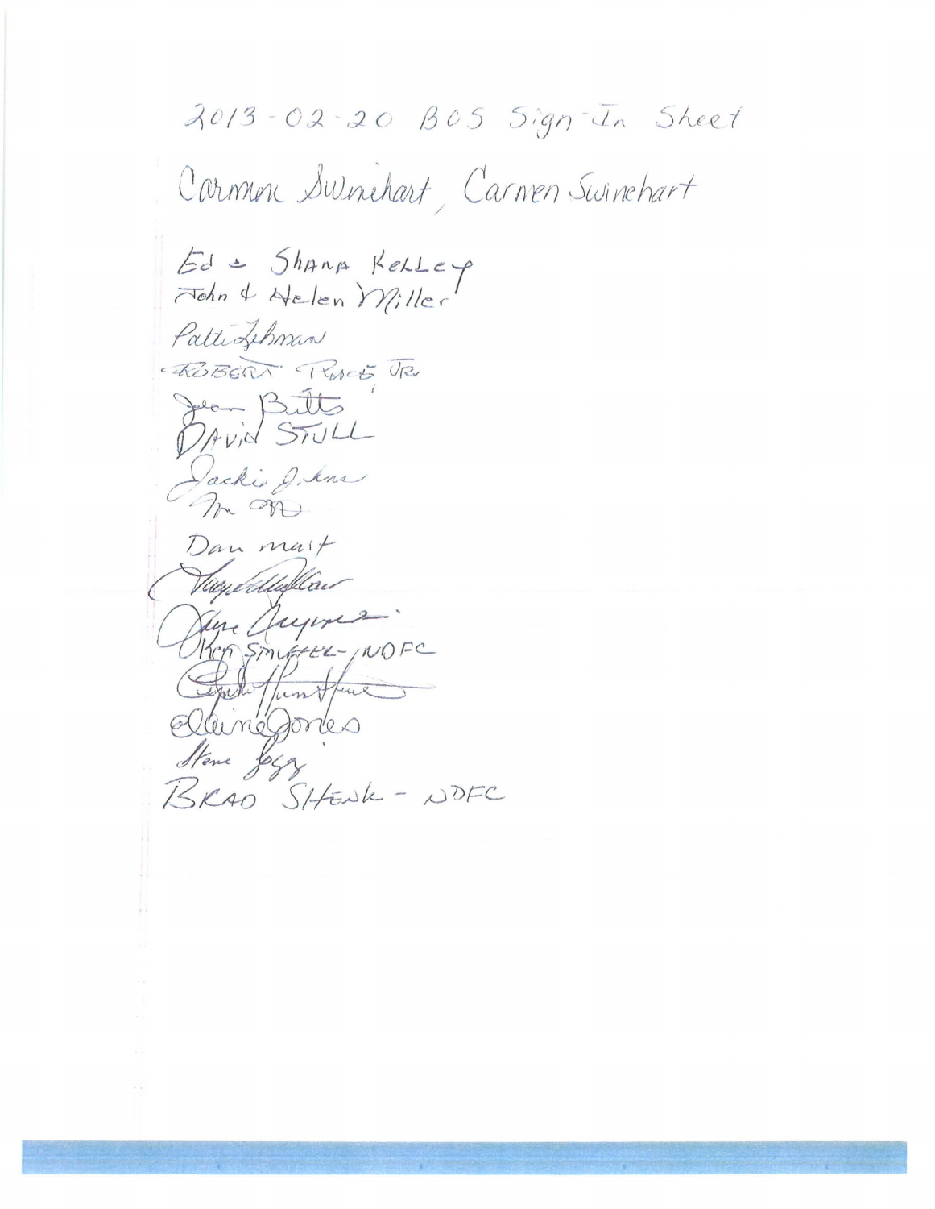2013-02-20 BOS Sign-In Sheet

Carmen Swinehart, Carmen Swinehart

Ed & Shana Kelley

John & Helen Miller

Patti Lehman

ROBERT RYCE JR.

Joan Butts

DAVID STULL

Jackie Johns

Dan Mait

KEN SMUTZ - NDFC

Elaine Jones

Steve Foggy

BRAD SHENK - NDFC